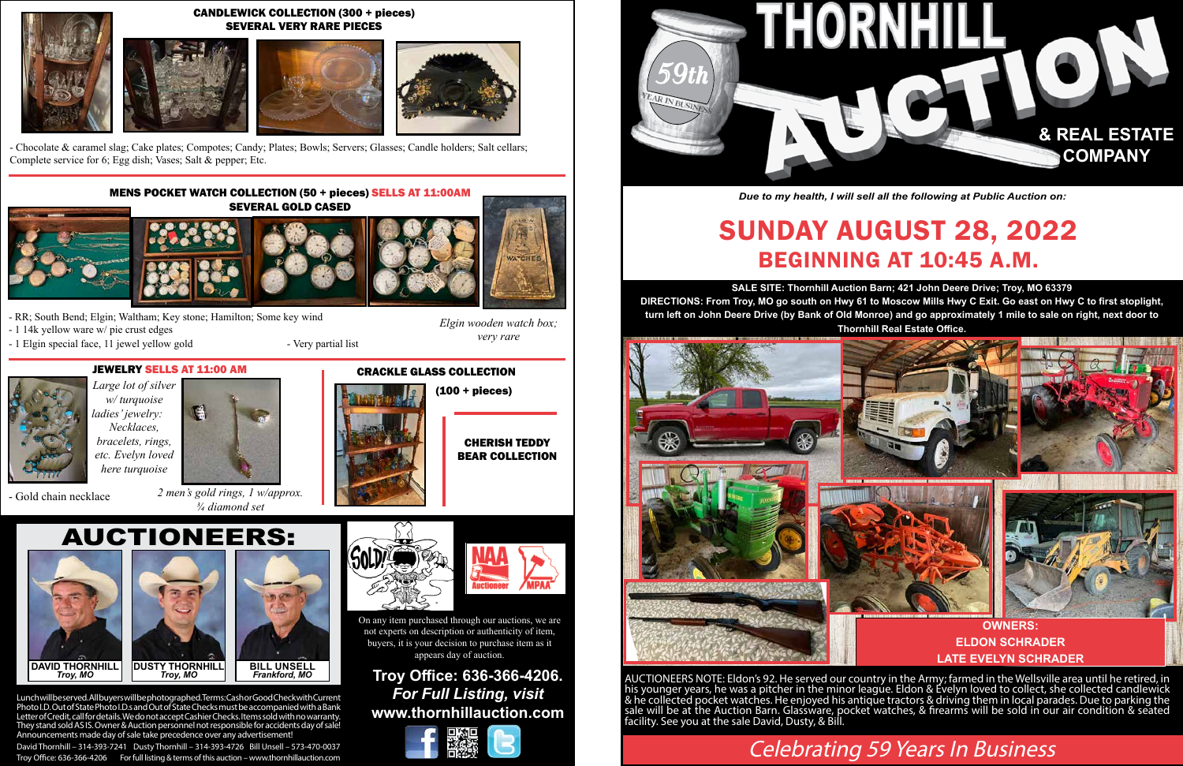# THORNHILL AUCTION & REAL ESTATE COMPANY

59th YEAR IN BUSINESS

*Due to my health, I will sell all the following at Public Auction on:*

## SUNDAY AUGUST 28, 2022
## BEGINNING AT 10:45 A.M.

**SALE SITE: Thornhill Auction Barn; 421 John Deere Drive; Troy, MO 63379**

**DIRECTIONS: From Troy, MO go south on Hwy 61 to Moscow Mills Hwy C Exit. Go east on Hwy C to first stoplight, turn left on John Deere Drive (by Bank of Old Monroe) and go approximately 1 mile to sale on right, next door to Thornhill Real Estate Office.**

**OWNERS:**
**ELDON SCHRADER**
**LATE EVELYN SCHRADER**

AUCTIONEERS NOTE: Eldon's 92. He served our country in the Army; farmed in the Wellsville area until he retired, in his younger years, he was a pitcher in the minor league. Eldon & Evelyn loved to collect, she collected candlewick & he collected pocket watches. He enjoyed his antique tractors & driving them in local parades. Due to parking the sale will be at the Auction Barn. Glassware, pocket watches, & firearms will be sold in our air condition & seated facility. See you at the sale David, Dusty, & Bill.

*Celebrating 59 Years In Business*

### CANDLEWICK COLLECTION (300 + pieces)
### SEVERAL VERY RARE PIECES

- Chocolate & caramel slag; Cake plates; Compotes; Candy; Plates; Bowls; Servers; Glasses; Candle holders; Salt cellars; Complete service for 6; Egg dish; Vases; Salt & pepper; Etc.

### MENS POCKET WATCH COLLECTION (50 + pieces) SELLS AT 11:00AM
### SEVERAL GOLD CASED

- RR; South Bend; Elgin; Waltham; Key stone; Hamilton; Some key wind
- 1 14k yellow ware w/ pie crust edges
- 1 Elgin special face, 11 jewel yellow gold
- Very partial list

*Elgin wooden watch box; very rare*

### JEWELRY SELLS AT 11:00 AM

*Large lot of silver w/ turquoise ladies' jewelry: Necklaces, bracelets, rings, etc. Evelyn loved here turquoise*

- Gold chain necklace

*2 men's gold rings, 1 w/approx. ¾ diamond set*

### CRACKLE GLASS COLLECTION
**(100 + pieces)**

### CHERISH TEDDY BEAR COLLECTION

## AUCTIONEERS:

**DAVID THORNHILL** *Troy, MO*
**DUSTY THORNHILL** *Troy, MO*
**BILL UNSELL** *Frankford, MO*

On any item purchased through our auctions, we are not experts on description or authenticity of item, buyers, it is your decision to purchase item as it appears day of auction.

**Troy Office: 636-366-4206.**
***For Full Listing, visit***
**www.thornhillauction.com**

Lunch will be served. All buyers will be photographed. Terms: Cash or Good Check with Current Photo I.D. Out of State Photo I.D.s and Out of State Checks must be accompanied with a Bank Letter of Credit, call for details. We do not accept Cashier Checks. Items sold with no warranty. They stand sold AS IS. Owner & Auction personnel not responsible for accidents day of sale! Announcements made day of sale take precedence over any advertisement!

David Thornhill – 314-393-7241 Dusty Thornhill – 314-393-4726 Bill Unsell – 573-470-0037
Troy Office: 636-366-4206 For full listing & terms of this auction – www.thornhillauction.com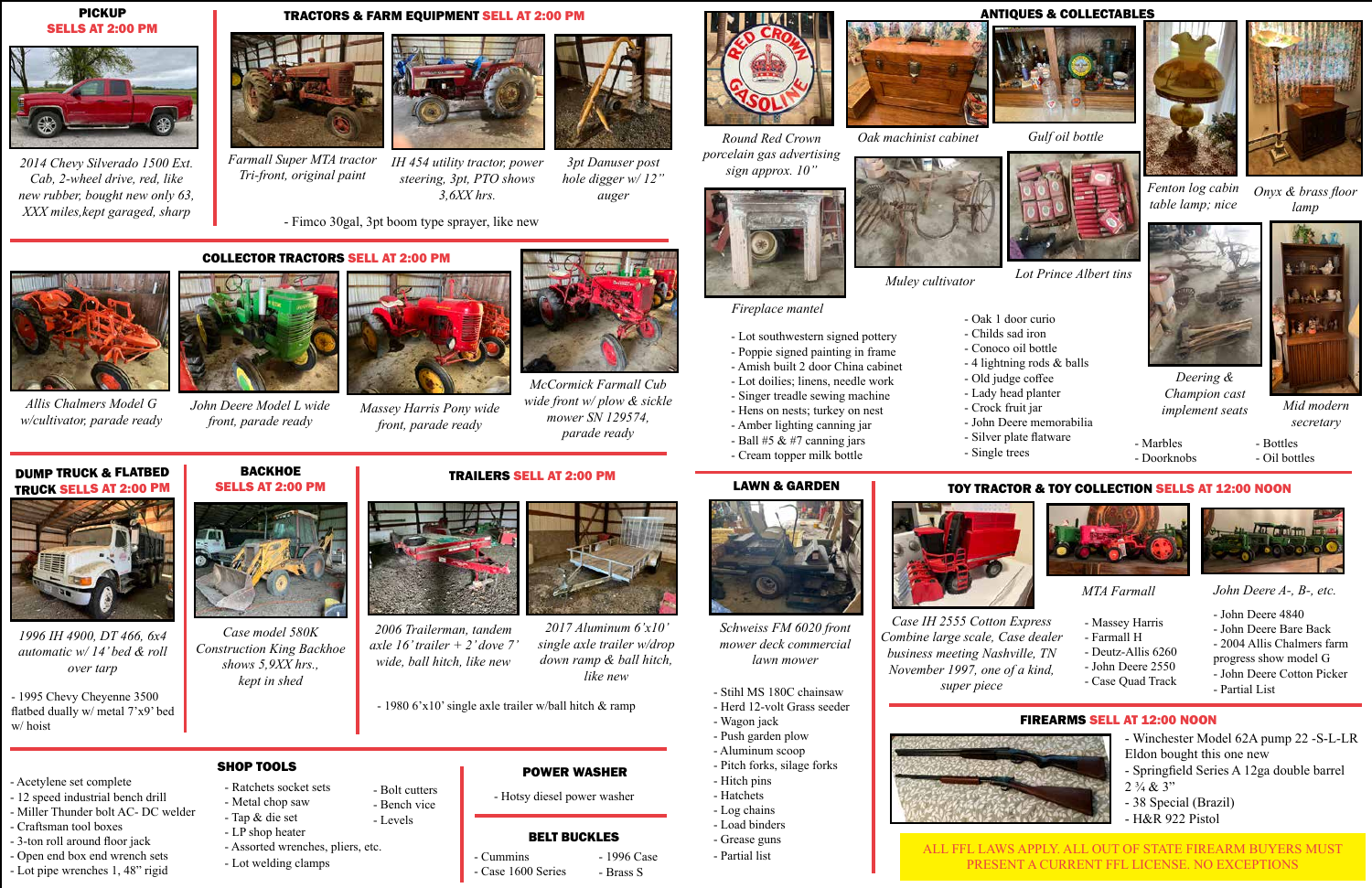## PICKUP SELLS AT 2:00 PM

*2014 Chevy Silverado 1500 Ext. Cab, 2-wheel drive, red, like new rubber, bought new only 63,XXX miles,kept garaged, sharp*

## TRACTORS & FARM EQUIPMENT SELL AT 2:00 PM

*Farmall Super MTA tractor Tri-front, original paint*

*IH 454 utility tractor, power steering, 3pt, PTO shows 3,6XX hrs.*

*3pt Danuser post hole digger w/ 12" auger*

- Fimco 30gal, 3pt boom type sprayer, like new

## COLLECTOR TRACTORS SELL AT 2:00 PM

*Allis Chalmers Model G w/cultivator, parade ready*

*John Deere Model L wide front, parade ready*

*Massey Harris Pony wide front, parade ready*

*McCormick Farmall Cub wide front w/ plow & sickle mower SN 129574, parade ready*

## ANTIQUES & COLLECTABLES

*Round Red Crown porcelain gas advertising sign approx. 10"*

*Oak machinist cabinet*

*Gulf oil bottle*

*Fenton log cabin table lamp; nice*

*Onyx & brass floor lamp*

*Fireplace mantel*

*Muley cultivator*

*Lot Prince Albert tins*

*Deering & Champion cast implement seats*

*Mid modern secretary*

- Lot southwestern signed pottery
- Poppie signed painting in frame
- Amish built 2 door China cabinet
- Lot doilies; linens, needle work
- Singer treadle sewing machine
- Hens on nests; turkey on nest
- Amber lighting canning jar
- Ball #5 & #7 canning jars
- Cream topper milk bottle

- Oak 1 door curio
- Childs sad iron
- Conoco oil bottle
- 4 lightning rods & balls
- Old judge coffee
- Lady head planter
- Crock fruit jar
- John Deere memorabilia
- Silver plate flatware
- Single trees

- Marbles
- Doorknobs

- Bottles
- Oil bottles

## DUMP TRUCK & FLATBED TRUCK SELLS AT 2:00 PM

*1996 IH 4900, DT 466, 6x4 automatic w/ 14' bed & roll over tarp*

- 1995 Chevy Cheyenne 3500 flatbed dually w/ metal 7'x9' bed w/ hoist

## BACKHOE SELLS AT 2:00 PM

*Case model 580K Construction King Backhoe shows 5,9XX hrs., kept in shed*

## TRAILERS SELL AT 2:00 PM

*2006 Trailerman, tandem axle 16' trailer + 2' dove 7' wide, ball hitch, like new*

*2017 Aluminum 6'x10' single axle trailer w/drop down ramp & ball hitch, like new*

- 1980 6'x10' single axle trailer w/ball hitch & ramp

## LAWN & GARDEN

*Schweiss FM 6020 front mower deck commercial lawn mower*

- Stihl MS 180C chainsaw
- Herd 12-volt Grass seeder
- Wagon jack
- Push garden plow
- Aluminum scoop
- Pitch forks, silage forks
- Hitch pins
- Hatchets
- Log chains
- Load binders
- Grease guns
- Partial list

## TOY TRACTOR & TOY COLLECTION SELLS AT 12:00 NOON

*Case IH 2555 Cotton Express Combine large scale, Case dealer business meeting Nashville, TN November 1997, one of a kind, super piece*

*MTA Farmall*

*John Deere A-, B-, etc.*

- Massey Harris
- Farmall H
- Deutz-Allis 6260
- John Deere 2550
- Case Quad Track

- John Deere 4840
- John Deere Bare Back
- 2004 Allis Chalmers farm progress show model G
- John Deere Cotton Picker
- Partial List

## FIREARMS SELL AT 12:00 NOON

- Winchester Model 62A pump 22 -S-L-LR Eldon bought this one new
- Springfield Series A 12ga double barrel 2 ¾ & 3"
- 38 Special (Brazil)
- H&R 922 Pistol

ALL FFL LAWS APPLY. ALL OUT OF STATE FIREARM BUYERS MUST PRESENT A CURRENT FFL LICENSE. NO EXCEPTIONS

## SHOP TOOLS

- Acetylene set complete
- 12 speed industrial bench drill
- Miller Thunder bolt AC- DC welder
- Craftsman tool boxes
- 3-ton roll around floor jack
- Open end box end wrench sets
- Lot pipe wrenches 1, 48" rigid

- Ratchets socket sets
- Metal chop saw
- Tap & die set
- LP shop heater
- Assorted wrenches, pliers, etc.
- Lot welding clamps

- Bolt cutters
- Bench vice
- Levels

## POWER WASHER

- Hotsy diesel power washer

## BELT BUCKLES

- Cummins
- Case 1600 Series
- 1996 Case
- Brass S